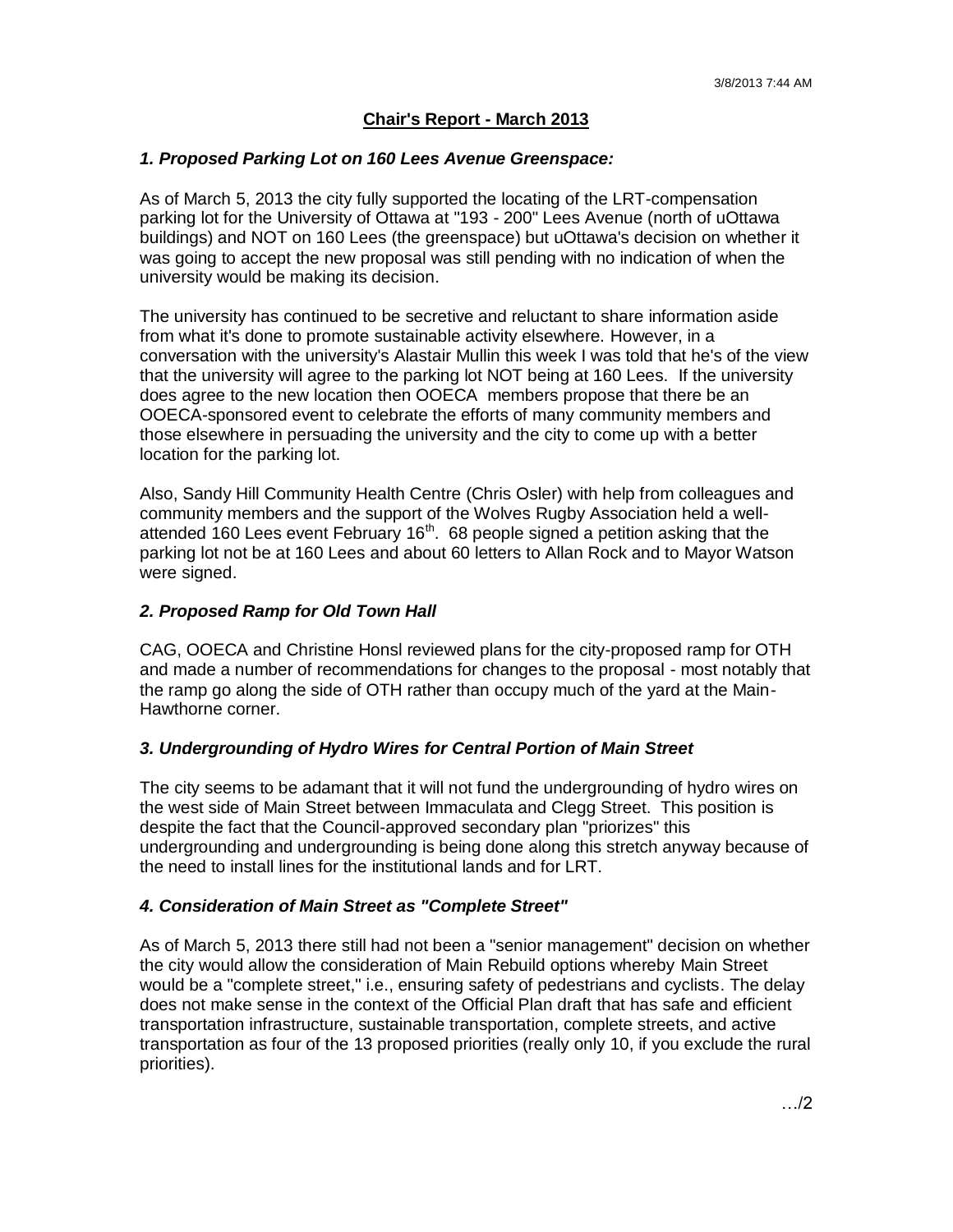## Chair's Report - March 2013

### *1. Proposed Parking Lot on 160 Lees Avenue Greenspace:*

As of March 5, 2013 the city fully supported the locating of the LRT-compensation parking lot for the University of Ottawa at "193 - 200" Lees Avenue (north of uOttawa buildings) and NOT on 160 Lees (the greenspace) but uOttawa's decision on whether it was going to accept the new proposal was still pending with no indication of when the university would be making its decision.

The university has continued to be secretive and reluctant to share information aside from what it's done to promote sustainable activity elsewhere. However, in a conversation with the university's Alastair Mullin this week I was told that he's of the view that the university will agree to the parking lot NOT being at 160 Lees. If the university does agree to the new location then OOECA members propose that there be an OOECA-sponsored event to celebrate the efforts of many community members and those elsewhere in persuading the university and the city to come up with a better location for the parking lot.

Also, Sandy Hill Community Health Centre (Chris Osler) with help from colleagues and community members and the support of the Wolves Rugby Association held a well-attended 160 Lees event February 16th. 68 people signed a petition asking that the parking lot not be at 160 Lees and about 60 letters to Allan Rock and to Mayor Watson were signed.

### *2. Proposed Ramp for Old Town Hall*

CAG, OOECA and Christine Honsl reviewed plans for the city-proposed ramp for OTH and made a number of recommendations for changes to the proposal - most notably that the ramp go along the side of OTH rather than occupy much of the yard at the Main-Hawthorne corner.

### *3. Undergrounding of Hydro Wires for Central Portion of Main Street*

The city seems to be adamant that it will not fund the undergrounding of hydro wires on the west side of Main Street between Immaculata and Clegg Street. This position is despite the fact that the Council-approved secondary plan "priorizes" this undergrounding and undergrounding is being done along this stretch anyway because of the need to install lines for the institutional lands and for LRT.

### *4. Consideration of Main Street as "Complete Street"*

As of March 5, 2013 there still had not been a "senior management" decision on whether the city would allow the consideration of Main Rebuild options whereby Main Street would be a "complete street," i.e., ensuring safety of pedestrians and cyclists. The delay does not make sense in the context of the Official Plan draft that has safe and efficient transportation infrastructure, sustainable transportation, complete streets, and active transportation as four of the 13 proposed priorities (really only 10, if you exclude the rural priorities).

…/2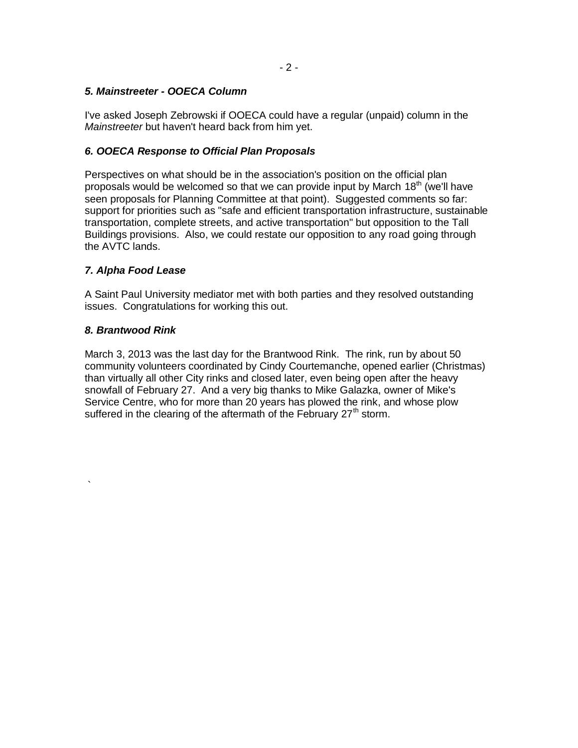### *5. Mainstreeter - OOECA Column*

I've asked Joseph Zebrowski if OOECA could have a regular (unpaid) column in the *Mainstreeter* but haven't heard back from him yet.

### *6. OOECA Response to Official Plan Proposals*

Perspectives on what should be in the association's position on the official plan proposals would be welcomed so that we can provide input by March 18th (we'll have seen proposals for Planning Committee at that point). Suggested comments so far: support for priorities such as "safe and efficient transportation infrastructure, sustainable transportation, complete streets, and active transportation" but opposition to the Tall Buildings provisions. Also, we could restate our opposition to any road going through the AVTC lands.

### *7. Alpha Food Lease*

A Saint Paul University mediator met with both parties and they resolved outstanding issues. Congratulations for working this out.

### *8. Brantwood Rink*

March 3, 2013 was the last day for the Brantwood Rink. The rink, run by about 50 community volunteers coordinated by Cindy Courtemanche, opened earlier (Christmas) than virtually all other City rinks and closed later, even being open after the heavy snowfall of February 27. And a very big thanks to Mike Galazka, owner of Mike's Service Centre, who for more than 20 years has plowed the rink, and whose plow suffered in the clearing of the aftermath of the February 27th storm.